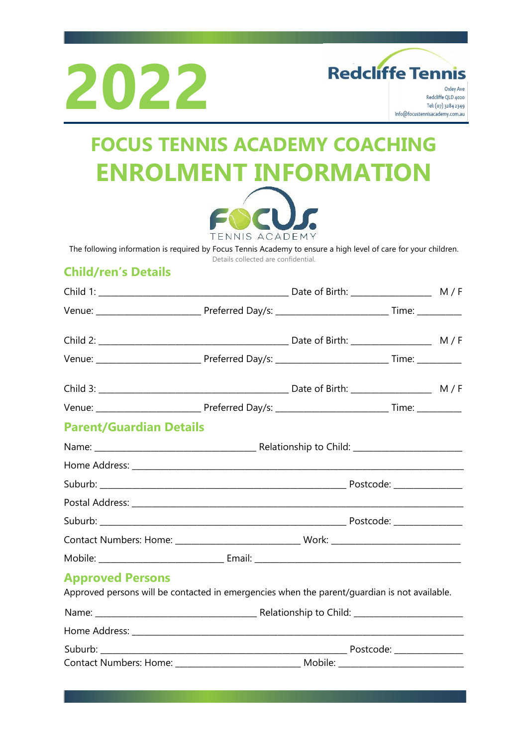# 2022

**Redcliffe Tennis**

Oxley Ave
Redcliffe QLD 4020
Tel: (07) 3284 2349
info@focustennisacademy.com.au

# FOCUS TENNIS ACADEMY COACHING
# ENROLMENT INFORMATION

FOCUS TENNIS ACADEMY

The following information is required by Focus Tennis Academy to ensure a high level of care for your children.

Details collected are confidential.

## Child/ren's Details

Child 1: ________________________________ Date of Birth: ______________ M / F

Venue: ____________________ Preferred Day/s: ______________________ Time: ________

Child 2: ________________________________ Date of Birth: ______________ M / F

Venue: ____________________ Preferred Day/s: ______________________ Time: ________

Child 3: ________________________________ Date of Birth: ______________ M / F

Venue: ____________________ Preferred Day/s: ______________________ Time: ________

## Parent/Guardian Details

Name: ______________________________ Relationship to Child: ____________________

Home Address: ______________________________________________________________

Suburb: __________________________________________ Postcode: ____________

Postal Address: _____________________________________________________________

Suburb: __________________________________________ Postcode: ____________

Contact Numbers: Home: ________________________ Work: ________________________

Mobile: ______________________ Email: ________________________________________

## Approved Persons

Approved persons will be contacted in emergencies when the parent/guardian is not available.

Name: ______________________________ Relationship to Child: ____________________

Home Address: ______________________________________________________________

Suburb: __________________________________________ Postcode: ____________

Contact Numbers: Home: ________________________ Mobile: ________________________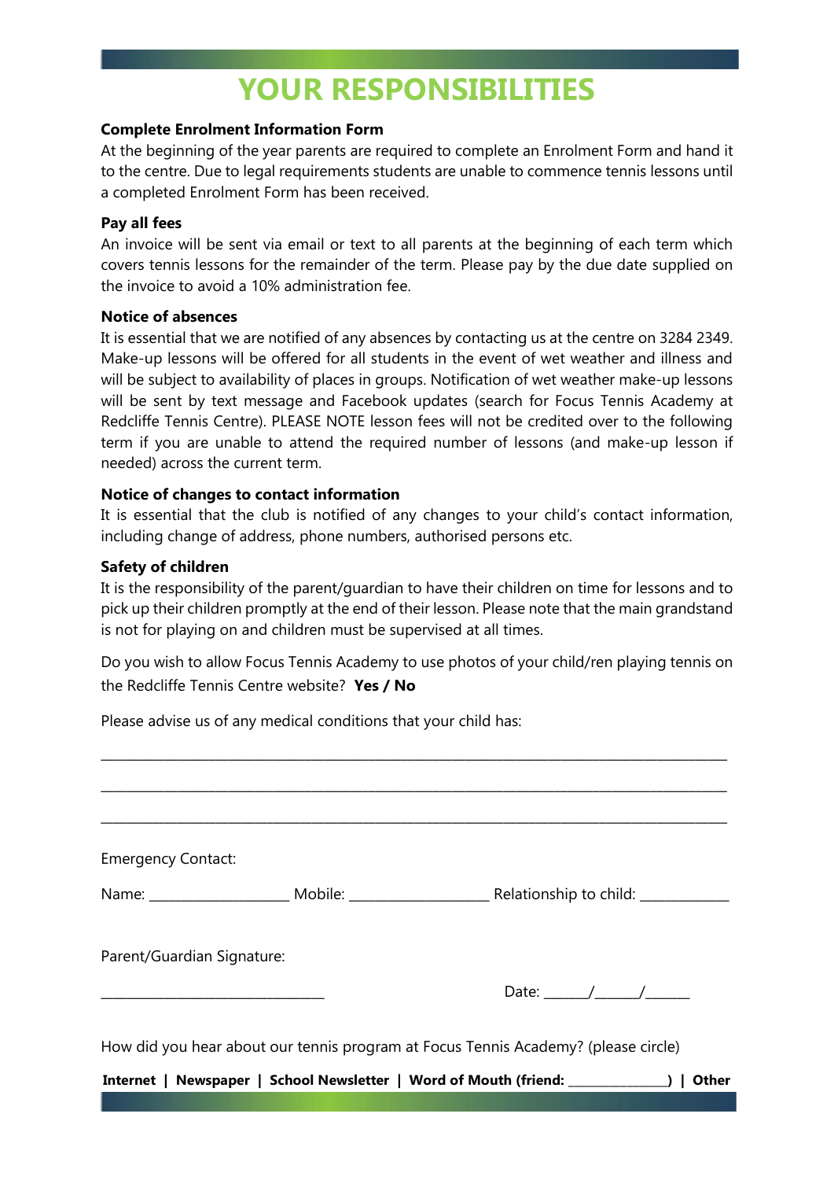# YOUR RESPONSIBILITIES

**Complete Enrolment Information Form**

At the beginning of the year parents are required to complete an Enrolment Form and hand it to the centre. Due to legal requirements students are unable to commence tennis lessons until a completed Enrolment Form has been received.

**Pay all fees**

An invoice will be sent via email or text to all parents at the beginning of each term which covers tennis lessons for the remainder of the term. Please pay by the due date supplied on the invoice to avoid a 10% administration fee.

**Notice of absences**

It is essential that we are notified of any absences by contacting us at the centre on 3284 2349. Make-up lessons will be offered for all students in the event of wet weather and illness and will be subject to availability of places in groups. Notification of wet weather make-up lessons will be sent by text message and Facebook updates (search for Focus Tennis Academy at Redcliffe Tennis Centre). PLEASE NOTE lesson fees will not be credited over to the following term if you are unable to attend the required number of lessons (and make-up lesson if needed) across the current term.

**Notice of changes to contact information**

It is essential that the club is notified of any changes to your child's contact information, including change of address, phone numbers, authorised persons etc.

**Safety of children**

It is the responsibility of the parent/guardian to have their children on time for lessons and to pick up their children promptly at the end of their lesson. Please note that the main grandstand is not for playing on and children must be supervised at all times.

Do you wish to allow Focus Tennis Academy to use photos of your child/ren playing tennis on the Redcliffe Tennis Centre website? **Yes / No**

Please advise us of any medical conditions that your child has:

_______________________________________________________________________________

_______________________________________________________________________________

_______________________________________________________________________________

Emergency Contact:

Name: ___________________ Mobile: ___________________ Relationship to child: ____________

Parent/Guardian Signature:

______________________________ Date: ______/______/______

How did you hear about our tennis program at Focus Tennis Academy? (please circle)

**Internet | Newspaper | School Newsletter | Word of Mouth (friend: ______________) | Other**